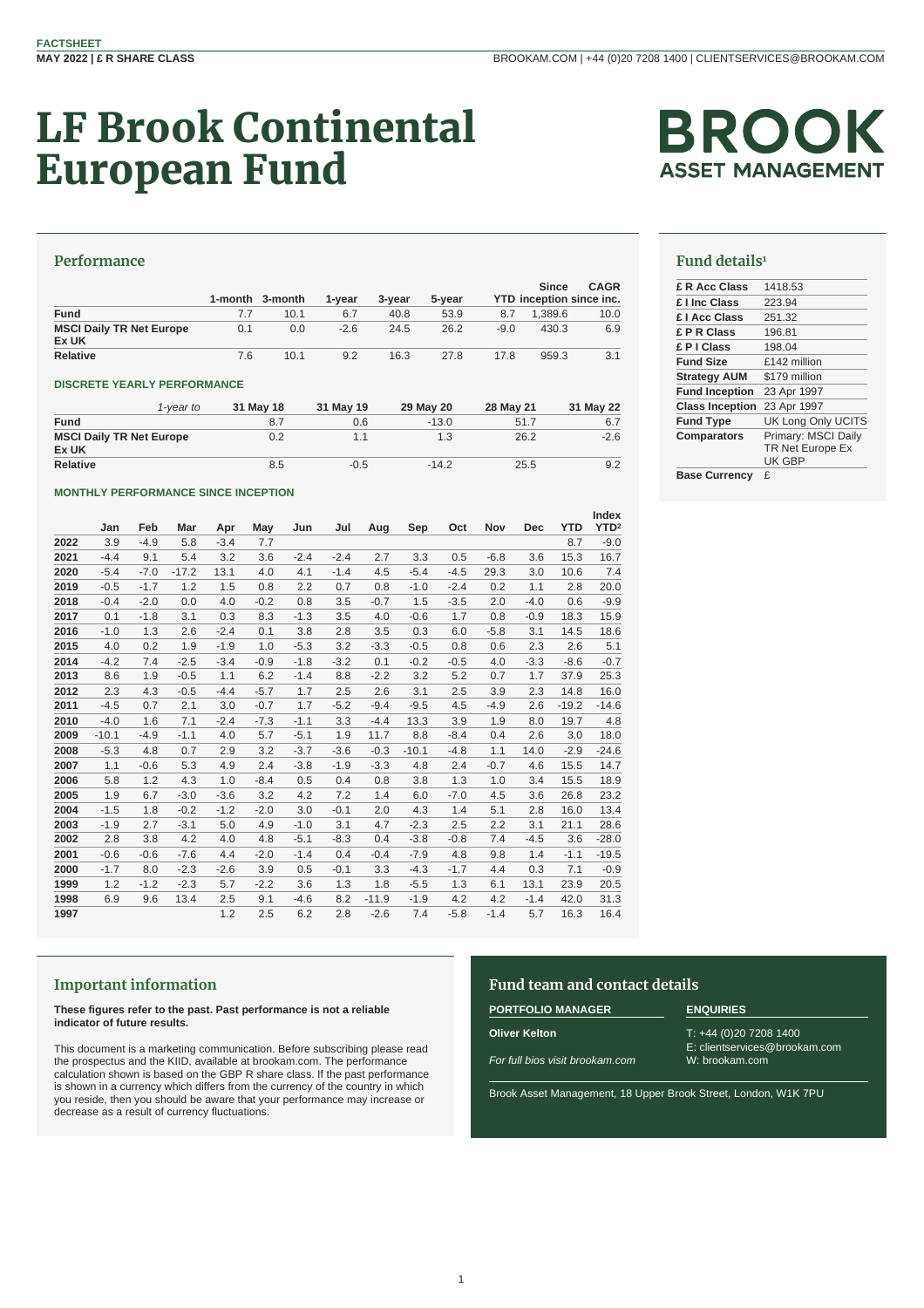FACTSHEET
MAY 2022 | £ R SHARE CLASS

BROOKAM.COM | +44 (0)20 7208 1400 | CLIENTSERVICES@BROOKAM.COM

# LF Brook Continental European Fund

BROOK ASSET MANAGEMENT

## Performance

| | 1-month | 3-month | 1-year | 3-year | 5-year | YTD | Since inception | CAGR since inc. |
|---|---|---|---|---|---|---|---|---|
| **Fund** | 7.7 | 10.1 | 6.7 | 40.8 | 53.9 | 8.7 | 1,389.6 | 10.0 |
| **MSCI Daily TR Net Europe Ex UK** | 0.1 | 0.0 | -2.6 | 24.5 | 26.2 | -9.0 | 430.3 | 6.9 |
| **Relative** | 7.6 | 10.1 | 9.2 | 16.3 | 27.8 | 17.8 | 959.3 | 3.1 |

### DISCRETE YEARLY PERFORMANCE

| *1-year to* | 31 May 18 | 31 May 19 | 29 May 20 | 28 May 21 | 31 May 22 |
|---|---|---|---|---|---|
| **Fund** | 8.7 | 0.6 | -13.0 | 51.7 | 6.7 |
| **MSCI Daily TR Net Europe Ex UK** | 0.2 | 1.1 | 1.3 | 26.2 | -2.6 |
| **Relative** | 8.5 | -0.5 | -14.2 | 25.5 | 9.2 |

### MONTHLY PERFORMANCE SINCE INCEPTION

| | Jan | Feb | Mar | Apr | May | Jun | Jul | Aug | Sep | Oct | Nov | Dec | YTD | Index YTD[2] |
|---|---|---|---|---|---|---|---|---|---|---|---|---|---|---|
| **2022** | 3.9 | -4.9 | 5.8 | -3.4 | 7.7 | | | | | | | | 8.7 | -9.0 |
| **2021** | -4.4 | 9.1 | 5.4 | 3.2 | 3.6 | -2.4 | -2.4 | 2.7 | 3.3 | 0.5 | -6.8 | 3.6 | 15.3 | 16.7 |
| **2020** | -5.4 | -7.0 | -17.2 | 13.1 | 4.0 | 4.1 | -1.4 | 4.5 | -5.4 | -4.5 | 29.3 | 3.0 | 10.6 | 7.4 |
| **2019** | -0.5 | -1.7 | 1.2 | 1.5 | 0.8 | 2.2 | 0.7 | 0.8 | -1.0 | -2.4 | 0.2 | 1.1 | 2.8 | 20.0 |
| **2018** | -0.4 | -2.0 | 0.0 | 4.0 | -0.2 | 0.8 | 3.5 | -0.7 | 1.5 | -3.5 | 2.0 | -4.0 | 0.6 | -9.9 |
| **2017** | 0.1 | -1.8 | 3.1 | 0.3 | 8.3 | -1.3 | 3.5 | 4.0 | -0.6 | 1.7 | 0.8 | -0.9 | 18.3 | 15.9 |
| **2016** | -1.0 | 1.3 | 2.6 | -2.4 | 0.1 | 3.8 | 2.8 | 3.5 | 0.3 | 6.0 | -5.8 | 3.1 | 14.5 | 18.6 |
| **2015** | 4.0 | 0.2 | 1.9 | -1.9 | 1.0 | -5.3 | 3.2 | -3.3 | -0.5 | 0.8 | 0.6 | 2.3 | 2.6 | 5.1 |
| **2014** | -4.2 | 7.4 | -2.5 | -3.4 | -0.9 | -1.8 | -3.2 | 0.1 | -0.2 | -0.5 | 4.0 | -3.3 | -8.6 | -0.7 |
| **2013** | 8.6 | 1.9 | -0.5 | 1.1 | 6.2 | -1.4 | 8.8 | -2.2 | 3.2 | 5.2 | 0.7 | 1.7 | 37.9 | 25.3 |
| **2012** | 2.3 | 4.3 | -0.5 | -4.4 | -5.7 | 1.7 | 2.5 | 2.6 | 3.1 | 2.5 | 3.9 | 2.3 | 14.8 | 16.0 |
| **2011** | -4.5 | 0.7 | 2.1 | 3.0 | -0.7 | 1.7 | -5.2 | -9.4 | -9.5 | 4.5 | -4.9 | 2.6 | -19.2 | -14.6 |
| **2010** | -4.0 | 1.6 | 7.1 | -2.4 | -7.3 | -1.1 | 3.3 | -4.4 | 13.3 | 3.9 | 1.9 | 8.0 | 19.7 | 4.8 |
| **2009** | -10.1 | -4.9 | -1.1 | 4.0 | 5.7 | -5.1 | 1.9 | 11.7 | 8.8 | -8.4 | 0.4 | 2.6 | 3.0 | 18.0 |
| **2008** | -5.3 | 4.8 | 0.7 | 2.9 | 3.2 | -3.7 | -3.6 | -0.3 | -10.1 | -4.8 | 1.1 | 14.0 | -2.9 | -24.6 |
| **2007** | 1.1 | -0.6 | 5.3 | 4.9 | 2.4 | -3.8 | -1.9 | -3.3 | 4.8 | 2.4 | -0.7 | 4.6 | 15.5 | 14.7 |
| **2006** | 5.8 | 1.2 | 4.3 | 1.0 | -8.4 | 0.5 | 0.4 | 0.8 | 3.8 | 1.3 | 1.0 | 3.4 | 15.5 | 18.9 |
| **2005** | 1.9 | 6.7 | -3.0 | -3.6 | 3.2 | 4.2 | 7.2 | 1.4 | 6.0 | -7.0 | 4.5 | 3.6 | 26.8 | 23.2 |
| **2004** | -1.5 | 1.8 | -0.2 | -1.2 | -2.0 | 3.0 | -0.1 | 2.0 | 4.3 | 1.4 | 5.1 | 2.8 | 16.0 | 13.4 |
| **2003** | -1.9 | 2.7 | -3.1 | 5.0 | 4.9 | -1.0 | 3.1 | 4.7 | -2.3 | 2.5 | 2.2 | 3.1 | 21.1 | 28.6 |
| **2002** | 2.8 | 3.8 | 4.2 | 4.0 | 4.8 | -5.1 | -8.3 | 0.4 | -3.8 | -0.8 | 7.4 | -4.5 | 3.6 | -28.0 |
| **2001** | -0.6 | -0.6 | -7.6 | 4.4 | -2.0 | -1.4 | 0.4 | -0.4 | -7.9 | 4.8 | 9.8 | 1.4 | -1.1 | -19.5 |
| **2000** | -1.7 | 8.0 | -2.3 | -2.6 | 3.9 | 0.5 | -0.1 | 3.3 | -4.3 | -1.7 | 4.4 | 0.3 | 7.1 | -0.9 |
| **1999** | 1.2 | -1.2 | -2.3 | 5.7 | -2.2 | 3.6 | 1.3 | 1.8 | -5.5 | 1.3 | 6.1 | 13.1 | 23.9 | 20.5 |
| **1998** | 6.9 | 9.6 | 13.4 | 2.5 | 9.1 | -4.6 | 8.2 | -11.9 | -1.9 | 4.2 | 4.2 | -1.4 | 42.0 | 31.3 |
| **1997** | | | | 1.2 | 2.5 | 6.2 | 2.8 | -2.6 | 7.4 | -5.8 | -1.4 | 5.7 | 16.3 | 16.4 |

## Fund details[1]

| | |
|---|---|
| **£ R Acc Class** | 1418.53 |
| **£ I Inc Class** | 223.94 |
| **£ I Acc Class** | 251.32 |
| **£ P R Class** | 196.81 |
| **£ P I Class** | 198.04 |
| **Fund Size** | £142 million |
| **Strategy AUM** | $179 million |
| **Fund Inception** | 23 Apr 1997 |
| **Class Inception** | 23 Apr 1997 |
| **Fund Type** | UK Long Only UCITS |
| **Comparators** | Primary: MSCI Daily TR Net Europe Ex UK GBP |
| **Base Currency** | £ |

## Important information

**These figures refer to the past. Past performance is not a reliable indicator of future results.**

This document is a marketing communication. Before subscribing please read the prospectus and the KIID, available at brookam.com. The performance calculation shown is based on the GBP R share class. If the past performance is shown in a currency which differs from the currency of the country in which you reside, then you should be aware that your performance may increase or decrease as a result of currency fluctuations.

## Fund team and contact details

**PORTFOLIO MANAGER**

**Oliver Kelton**

*For full bios visit brookam.com*

**ENQUIRIES**

T: +44 (0)20 7208 1400
E: clientservices@brookam.com
W: brookam.com

Brook Asset Management, 18 Upper Brook Street, London, W1K 7PU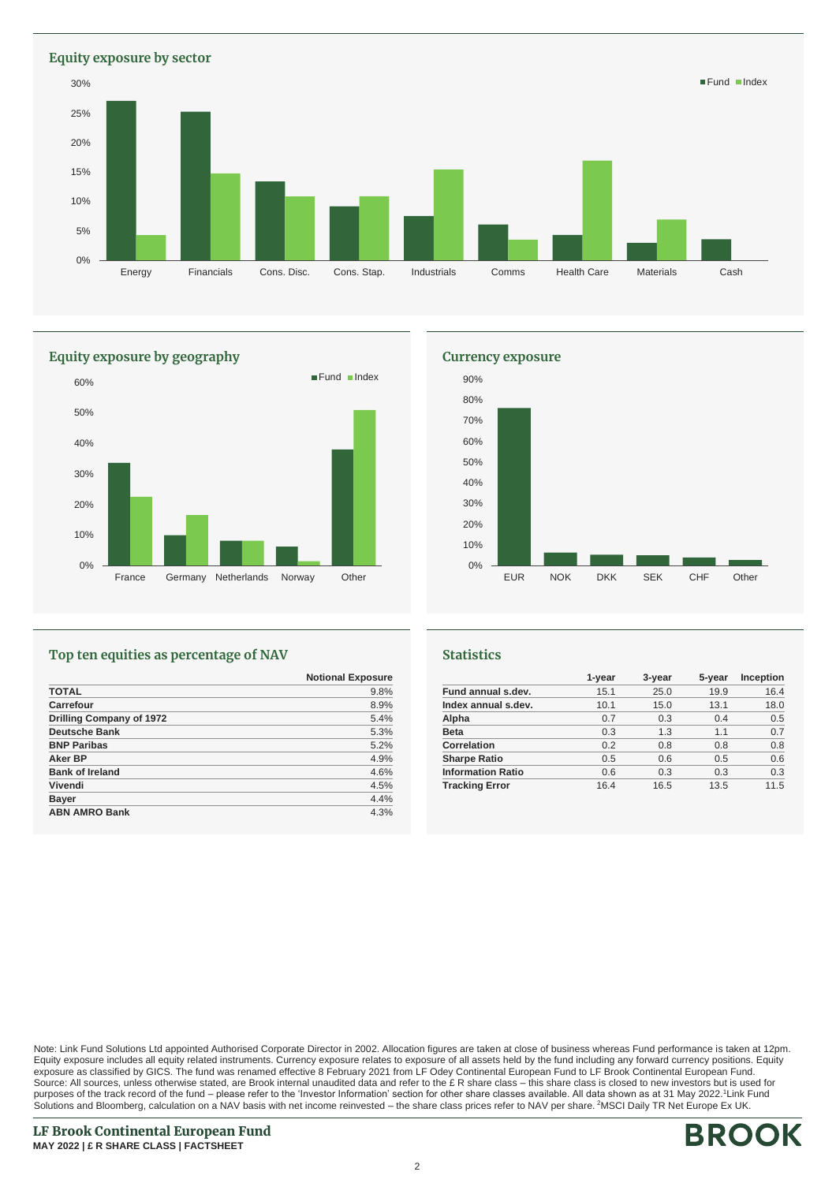## Equity exposure by sector

Fund / Index

Energy, Financials, Cons. Disc., Cons. Stap., Industrials, Comms, Health Care, Materials, Cash

## Equity exposure by geography

Fund / Index

France, Germany, Netherlands, Norway, Other

## Currency exposure

EUR, NOK, DKK, SEK, CHF, Other

## Top ten equities as percentage of NAV

| | Notional Exposure |
|---|---|
| **TOTAL** | 9.8% |
| **Carrefour** | 8.9% |
| **Drilling Company of 1972** | 5.4% |
| **Deutsche Bank** | 5.3% |
| **BNP Paribas** | 5.2% |
| **Aker BP** | 4.9% |
| **Bank of Ireland** | 4.6% |
| **Vivendi** | 4.5% |
| **Bayer** | 4.4% |
| **ABN AMRO Bank** | 4.3% |

## Statistics

| | 1-year | 3-year | 5-year | Inception |
|---|---|---|---|---|
| **Fund annual s.dev.** | 15.1 | 25.0 | 19.9 | 16.4 |
| **Index annual s.dev.** | 10.1 | 15.0 | 13.1 | 18.0 |
| **Alpha** | 0.7 | 0.3 | 0.4 | 0.5 |
| **Beta** | 0.3 | 1.3 | 1.1 | 0.7 |
| **Correlation** | 0.2 | 0.8 | 0.8 | 0.8 |
| **Sharpe Ratio** | 0.5 | 0.6 | 0.5 | 0.6 |
| **Information Ratio** | 0.6 | 0.3 | 0.3 | 0.3 |
| **Tracking Error** | 16.4 | 16.5 | 13.5 | 11.5 |

Note: Link Fund Solutions Ltd appointed Authorised Corporate Director in 2002. Allocation figures are taken at close of business whereas Fund performance is taken at 12pm. Equity exposure includes all equity related instruments. Currency exposure relates to exposure of all assets held by the fund including any forward currency positions. Equity exposure as classified by GICS. The fund was renamed effective 8 February 2021 from LF Odey Continental European Fund to LF Brook Continental European Fund. Source: All sources, unless otherwise stated, are Brook internal unaudited data and refer to the £ R share class – this share class is closed to new investors but is used for purposes of the track record of the fund – please refer to the 'Investor Information' section for other share classes available. All data shown as at 31 May 2022.[1]Link Fund Solutions and Bloomberg, calculation on a NAV basis with net income reinvested – the share class prices refer to NAV per share. [2]MSCI Daily TR Net Europe Ex UK.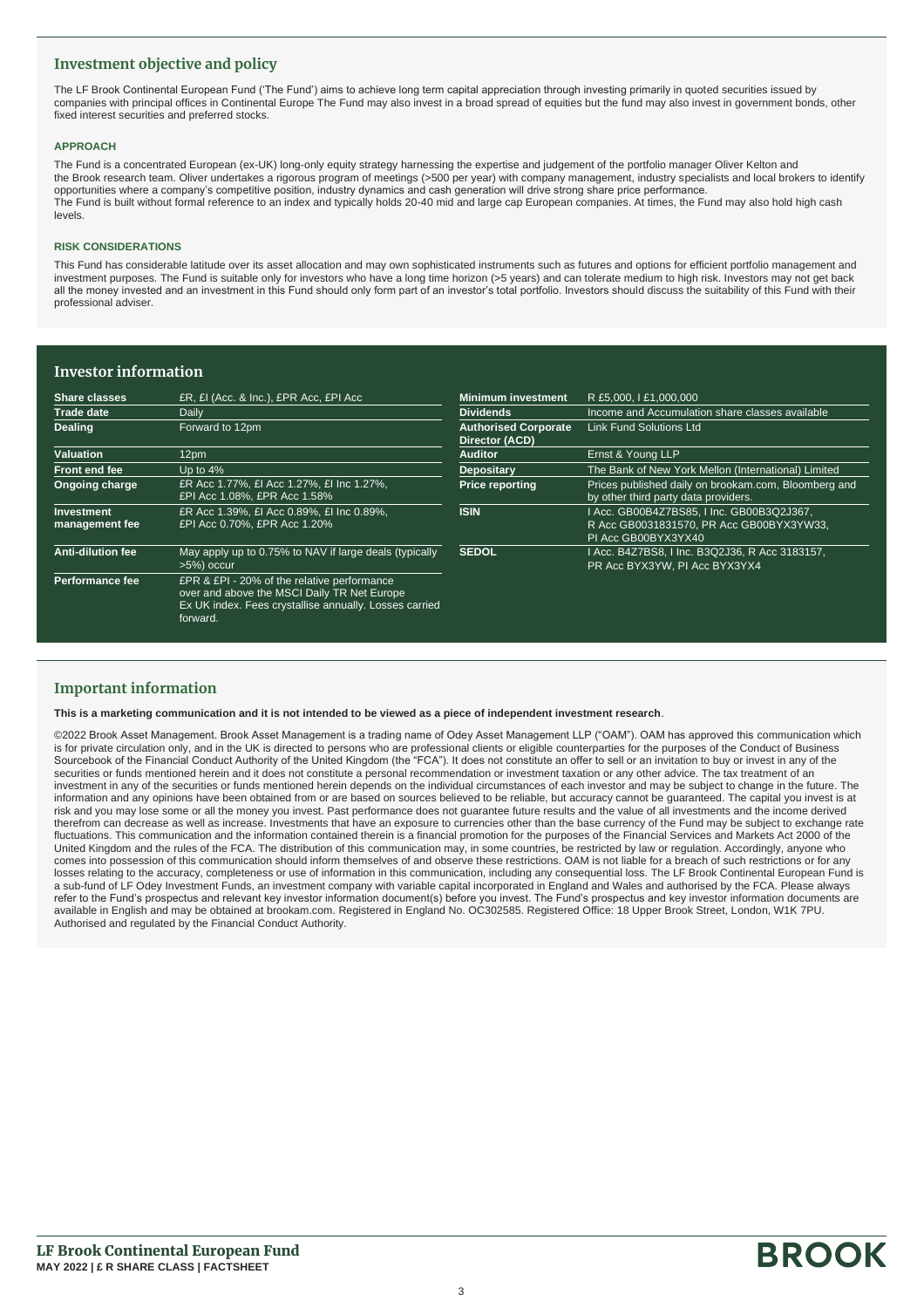## Investment objective and policy

The LF Brook Continental European Fund ('The Fund') aims to achieve long term capital appreciation through investing primarily in quoted securities issued by companies with principal offices in Continental Europe The Fund may also invest in a broad spread of equities but the fund may also invest in government bonds, other fixed interest securities and preferred stocks.

### APPROACH

The Fund is a concentrated European (ex-UK) long-only equity strategy harnessing the expertise and judgement of the portfolio manager Oliver Kelton and the Brook research team. Oliver undertakes a rigorous program of meetings (>500 per year) with company management, industry specialists and local brokers to identify opportunities where a company's competitive position, industry dynamics and cash generation will drive strong share price performance.
The Fund is built without formal reference to an index and typically holds 20-40 mid and large cap European companies. At times, the Fund may also hold high cash levels.

### RISK CONSIDERATIONS

This Fund has considerable latitude over its asset allocation and may own sophisticated instruments such as futures and options for efficient portfolio management and investment purposes. The Fund is suitable only for investors who have a long time horizon (>5 years) and can tolerate medium to high risk. Investors may not get back all the money invested and an investment in this Fund should only form part of an investor's total portfolio. Investors should discuss the suitability of this Fund with their professional adviser.

## Investor information

| | |
|---|---|
| **Share classes** | £R, £I (Acc. & Inc.), £PR Acc, £PI Acc |
| **Trade date** | Daily |
| **Dealing** | Forward to 12pm |
| **Valuation** | 12pm |
| **Front end fee** | Up to 4% |
| **Ongoing charge** | £R Acc 1.77%, £I Acc 1.27%, £I Inc 1.27%, £PI Acc 1.08%, £PR Acc 1.58% |
| **Investment management fee** | £R Acc 1.39%, £I Acc 0.89%, £I Inc 0.89%, £PI Acc 0.70%, £PR Acc 1.20% |
| **Anti-dilution fee** | May apply up to 0.75% to NAV if large deals (typically >5%) occur |
| **Performance fee** | £PR & £PI - 20% of the relative performance over and above the MSCI Daily TR Net Europe Ex UK index. Fees crystallise annually. Losses carried forward. |
| **Minimum investment** | R £5,000, I £1,000,000 |
| **Dividends** | Income and Accumulation share classes available |
| **Authorised Corporate Director (ACD)** | Link Fund Solutions Ltd |
| **Auditor** | Ernst & Young LLP |
| **Depositary** | The Bank of New York Mellon (International) Limited |
| **Price reporting** | Prices published daily on brookam.com, Bloomberg and by other third party data providers. |
| **ISIN** | I Acc. GB00B4Z7BS85, I Inc. GB00B3Q2J367, R Acc GB0031831570, PR Acc GB00BYX3YW33, PI Acc GB00BYX3YX40 |
| **SEDOL** | I Acc. B4Z7BS8, I Inc. B3Q2J36, R Acc 3183157, PR Acc BYX3YW, PI Acc BYX3YX4 |

## Important information

**This is a marketing communication and it is not intended to be viewed as a piece of independent investment research**.

©2022 Brook Asset Management. Brook Asset Management is a trading name of Odey Asset Management LLP ("OAM"). OAM has approved this communication which is for private circulation only, and in the UK is directed to persons who are professional clients or eligible counterparties for the purposes of the Conduct of Business Sourcebook of the Financial Conduct Authority of the United Kingdom (the "FCA"). It does not constitute an offer to sell or an invitation to buy or invest in any of the securities or funds mentioned herein and it does not constitute a personal recommendation or investment taxation or any other advice. The tax treatment of an investment in any of the securities or funds mentioned herein depends on the individual circumstances of each investor and may be subject to change in the future. The information and any opinions have been obtained from or are based on sources believed to be reliable, but accuracy cannot be guaranteed. The capital you invest is at risk and you may lose some or all the money you invest. Past performance does not guarantee future results and the value of all investments and the income derived therefrom can decrease as well as increase. Investments that have an exposure to currencies other than the base currency of the Fund may be subject to exchange rate fluctuations. This communication and the information contained therein is a financial promotion for the purposes of the Financial Services and Markets Act 2000 of the United Kingdom and the rules of the FCA. The distribution of this communication may, in some countries, be restricted by law or regulation. Accordingly, anyone who comes into possession of this communication should inform themselves of and observe these restrictions. OAM is not liable for a breach of such restrictions or for any losses relating to the accuracy, completeness or use of information in this communication, including any consequential loss. The LF Brook Continental European Fund is a sub-fund of LF Odey Investment Funds, an investment company with variable capital incorporated in England and Wales and authorised by the FCA. Please always refer to the Fund's prospectus and relevant key investor information document(s) before you invest. The Fund's prospectus and key investor information documents are available in English and may be obtained at brookam.com. Registered in England No. OC302585. Registered Office: 18 Upper Brook Street, London, W1K 7PU. Authorised and regulated by the Financial Conduct Authority.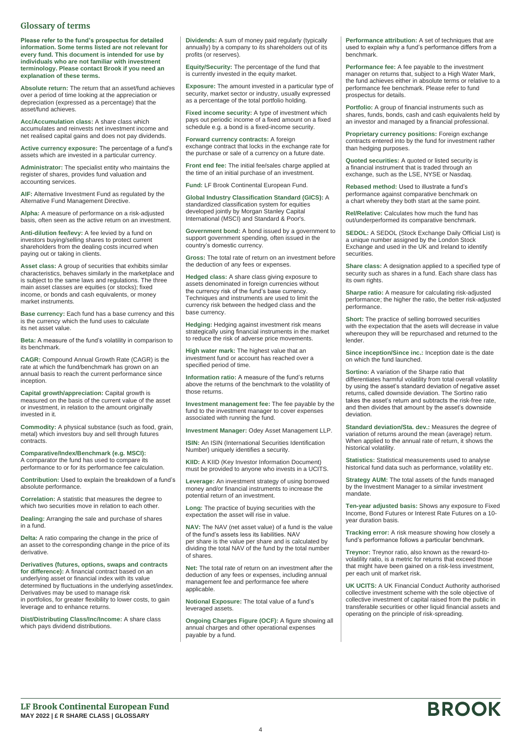## Glossary of terms

**Please refer to the fund's prospectus for detailed information. Some terms listed are not relevant for every fund. This document is intended for use by individuals who are not familiar with investment terminology. Please contact Brook if you need an explanation of these terms.**

**Absolute return:** The return that an asset/fund achieves over a period of time looking at the appreciation or depreciation (expressed as a percentage) that the asset/fund achieves.

**Acc/Accumulation class:** A share class which accumulates and reinvests net investment income and net realised capital gains and does not pay dividends.

**Active currency exposure:** The percentage of a fund's assets which are invested in a particular currency.

**Administrator:** The specialist entity who maintains the register of shares, provides fund valuation and accounting services.

**AIF:** Alternative Investment Fund as regulated by the Alternative Fund Management Directive.

**Alpha:** A measure of performance on a risk-adjusted basis, often seen as the active return on an investment.

**Anti-dilution fee/levy:** A fee levied by a fund on investors buying/selling shares to protect current shareholders from the dealing costs incurred when paying out or taking in clients.

**Asset class:** A group of securities that exhibits similar characteristics, behaves similarly in the marketplace and is subject to the same laws and regulations. The three main asset classes are equities (or stocks); fixed income, or bonds and cash equivalents, or money market instruments.

**Base currency:** Each fund has a base currency and this is the currency which the fund uses to calculate its net asset value.

**Beta:** A measure of the fund's volatility in comparison to its benchmark.

**CAGR:** Compound Annual Growth Rate (CAGR) is the rate at which the fund/benchmark has grown on an annual basis to reach the current performance since inception.

**Capital growth/appreciation:** Capital growth is measured on the basis of the current value of the asset or investment, in relation to the amount originally invested in it.

**Commodity:** A physical substance (such as food, grain, metal) which investors buy and sell through futures contracts.

**Comparative/Index/Benchmark (e.g. MSCI):** A comparator the fund has used to compare its performance to or for its performance fee calculation.

**Contribution:** Used to explain the breakdown of a fund's absolute performance.

**Correlation:** A statistic that measures the degree to which two securities move in relation to each other.

**Dealing:** Arranging the sale and purchase of shares in a fund.

**Delta:** A ratio comparing the change in the price of an asset to the corresponding change in the price of its derivative.

**Derivatives (futures, options, swaps and contracts for difference):** A financial contract based on an underlying asset or financial index with its value determined by fluctuations in the underlying asset/index. Derivatives may be used to manage risk in portfolios, for greater flexibility to lower costs, to gain leverage and to enhance returns.

**Dist/Distributing Class/Inc/Income:** A share class which pays dividend distributions.

**Dividends:** A sum of money paid regularly (typically annually) by a company to its shareholders out of its profits (or reserves).

**Equity/Security:** The percentage of the fund that is currently invested in the equity market.

**Exposure:** The amount invested in a particular type of security, market sector or industry, usually expressed as a percentage of the total portfolio holding.

**Fixed income security:** A type of investment which pays out periodic income of a fixed amount on a fixed schedule e.g. a bond is a fixed-income security.

**Forward currency contracts:** A foreign exchange contract that locks in the exchange rate for the purchase or sale of a currency on a future date.

**Front end fee:** The initial fee/sales charge applied at the time of an initial purchase of an investment.

**Fund:** LF Brook Continental European Fund.

**Global Industry Classification Standard (GICS):** A standardized classification system for equities developed jointly by Morgan Stanley Capital International (MSCI) and Standard & Poor's.

**Government bond:** A bond issued by a government to support government spending, often issued in the country's domestic currency.

**Gross:** The total rate of return on an investment before the deduction of any fees or expenses.

**Hedged class:** A share class giving exposure to assets denominated in foreign currencies without the currency risk of the fund's base currency. Techniques and instruments are used to limit the currency risk between the hedged class and the base currency.

**Hedging:** Hedging against investment risk means strategically using financial instruments in the market to reduce the risk of adverse price movements.

**High water mark:** The highest value that an investment fund or account has reached over a specified period of time.

**Information ratio:** A measure of the fund's returns above the returns of the benchmark to the volatility of those returns.

**Investment management fee:** The fee payable by the fund to the investment manager to cover expenses associated with running the fund.

**Investment Manager:** Odey Asset Management LLP.

**ISIN:** An ISIN (International Securities Identification Number) uniquely identifies a security.

**KIID:** A KIID (Key Investor Information Document) must be provided to anyone who invests in a UCITS.

**Leverage:** An investment strategy of using borrowed money and/or financial instruments to increase the potential return of an investment.

**Long:** The practice of buying securities with the expectation the asset will rise in value.

**NAV:** The NAV (net asset value) of a fund is the value of the fund's assets less its liabilities. NAV per share is the value per share and is calculated by dividing the total NAV of the fund by the total number of shares.

**Net:** The total rate of return on an investment after the deduction of any fees or expenses, including annual management fee and performance fee where applicable.

**Notional Exposure:** The total value of a fund's leveraged assets.

**Ongoing Charges Figure (OCF):** A figure showing all annual charges and other operational expenses payable by a fund.

**Performance attribution:** A set of techniques that are used to explain why a fund's performance differs from a benchmark.

**Performance fee:** A fee payable to the investment manager on returns that, subject to a High Water Mark, the fund achieves either in absolute terms or relative to a performance fee benchmark. Please refer to fund prospectus for details.

**Portfolio:** A group of financial instruments such as shares, funds, bonds, cash and cash equivalents held by an investor and managed by a financial professional.

**Proprietary currency positions:** Foreign exchange contracts entered into by the fund for investment rather than hedging purposes.

**Quoted securities:** A quoted or listed security is a financial instrument that is traded through an exchange, such as the LSE, NYSE or Nasdaq.

**Rebased method:** Used to illustrate a fund's performance against comparative benchmark on a chart whereby they both start at the same point.

**Rel/Relative:** Calculates how much the fund has out/underperformed its comparative benchmark.

**SEDOL:** A SEDOL (Stock Exchange Daily Official List) is a unique number assigned by the London Stock Exchange and used in the UK and Ireland to identify securities.

**Share class:** A designation applied to a specified type of security such as shares in a fund. Each share class has its own rights.

**Sharpe ratio:** A measure for calculating risk-adjusted performance; the higher the ratio, the better risk-adjusted performance.

**Short:** The practice of selling borrowed securities with the expectation that the asets will decrease in value whereupon they will be repurchased and returned to the lender.

**Since inception/Since inc.:** Inception date is the date on which the fund launched.

**Sortino:** A variation of the Sharpe ratio that differentiates harmful volatility from total overall volatility by using the asset's standard deviation of negative asset returns, called downside deviation. The Sortino ratio takes the asset's return and subtracts the risk-free rate, and then divides that amount by the asset's downside deviation.

**Standard deviation/Sta. dev.:** Measures the degree of variation of returns around the mean (average) return. When applied to the annual rate of return, it shows the historical volatility.

**Statistics:** Statistical measurements used to analyse historical fund data such as performance, volatility etc.

**Strategy AUM:** The total assets of the funds managed by the Investment Manager to a similar investment mandate.

**Ten-year adjusted basis:** Shows any exposure to Fixed Income, Bond Futures or Interest Rate Futures on a 10-year duration basis.

**Tracking error:** A risk measure showing how closely a fund's performance follows a particular benchmark.

**Treynor:** Treynor ratio, also known as the reward-to-volatility ratio, is a metric for returns that exceed those that might have been gained on a risk-less investment, per each unit of market risk.

**UK UCITS:** A UK Financial Conduct Authority authorised collective investment scheme with the sole objective of collective investment of capital raised from the public in transferable securities or other liquid financial assets and operating on the principle of risk-spreading.

**LF Brook Continental European Fund**
**MAY 2022 | £ R SHARE CLASS | GLOSSARY**

BROOK